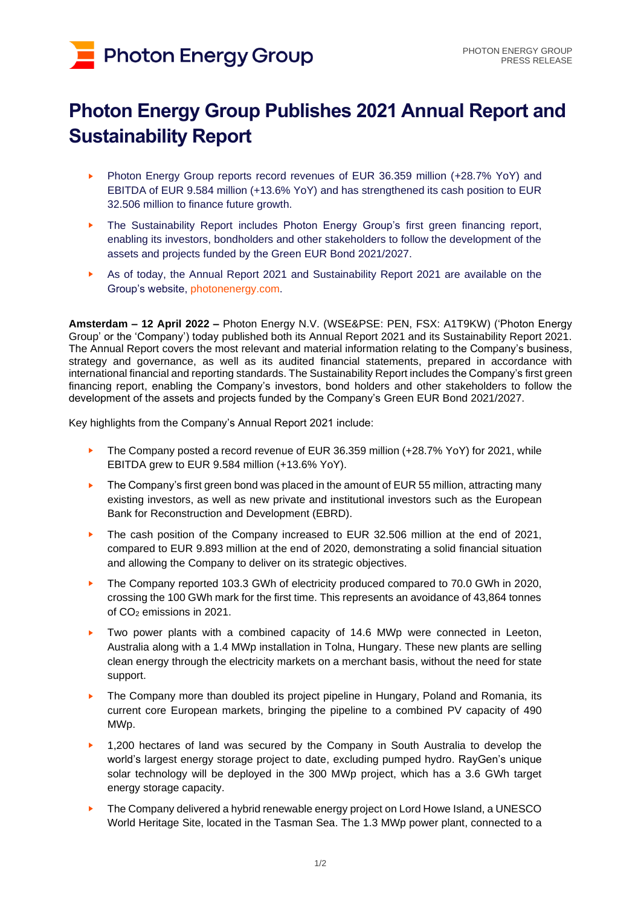# Photon Energy Group Publishes 2021 Annual Report and Sustainability Report

- Photon Energy Group reports record revenues of EUR 36.359 million (+28.7% YoY) and EBITDA of EUR 9.584 million (+13.6% YoY) and has strengthened its cash position to EUR 32.506 million to finance future growth.
- The Sustainability Report includes Photon Energy Group's first green financing report, enabling its investors, bondholders and other stakeholders to follow the development of the assets and projects funded by the Green EUR Bond 2021/2027.
- As of today, the Annual Report 2021 and Sustainability Report 2021 are available on the Group's website, photonenergy.com.

**Amsterdam – 12 April 2022 –** Photon Energy N.V. (WSE&PSE: PEN, FSX: A1T9KW) ('Photon Energy Group' or the 'Company') today published both its Annual Report 2021 and its Sustainability Report 2021. The Annual Report covers the most relevant and material information relating to the Company's business, strategy and governance, as well as its audited financial statements, prepared in accordance with international financial and reporting standards. The Sustainability Report includes the Company's first green financing report, enabling the Company's investors, bond holders and other stakeholders to follow the development of the assets and projects funded by the Company's Green EUR Bond 2021/2027.

Key highlights from the Company's Annual Report 2021 include:

- The Company posted a record revenue of EUR 36.359 million (+28.7% YoY) for 2021, while EBITDA grew to EUR 9.584 million (+13.6% YoY).
- The Company's first green bond was placed in the amount of EUR 55 million, attracting many existing investors, as well as new private and institutional investors such as the European Bank for Reconstruction and Development (EBRD).
- The cash position of the Company increased to EUR 32.506 million at the end of 2021, compared to EUR 9.893 million at the end of 2020, demonstrating a solid financial situation and allowing the Company to deliver on its strategic objectives.
- The Company reported 103.3 GWh of electricity produced compared to 70.0 GWh in 2020, crossing the 100 GWh mark for the first time. This represents an avoidance of 43,864 tonnes of $CO_2$ emissions in 2021.
- Two power plants with a combined capacity of 14.6 MWp were connected in Leeton, Australia along with a 1.4 MWp installation in Tolna, Hungary. These new plants are selling clean energy through the electricity markets on a merchant basis, without the need for state support.
- The Company more than doubled its project pipeline in Hungary, Poland and Romania, its current core European markets, bringing the pipeline to a combined PV capacity of 490 MWp.
- 1,200 hectares of land was secured by the Company in South Australia to develop the world's largest energy storage project to date, excluding pumped hydro. RayGen's unique solar technology will be deployed in the 300 MWp project, which has a 3.6 GWh target energy storage capacity.
- The Company delivered a hybrid renewable energy project on Lord Howe Island, a UNESCO World Heritage Site, located in the Tasman Sea. The 1.3 MWp power plant, connected to a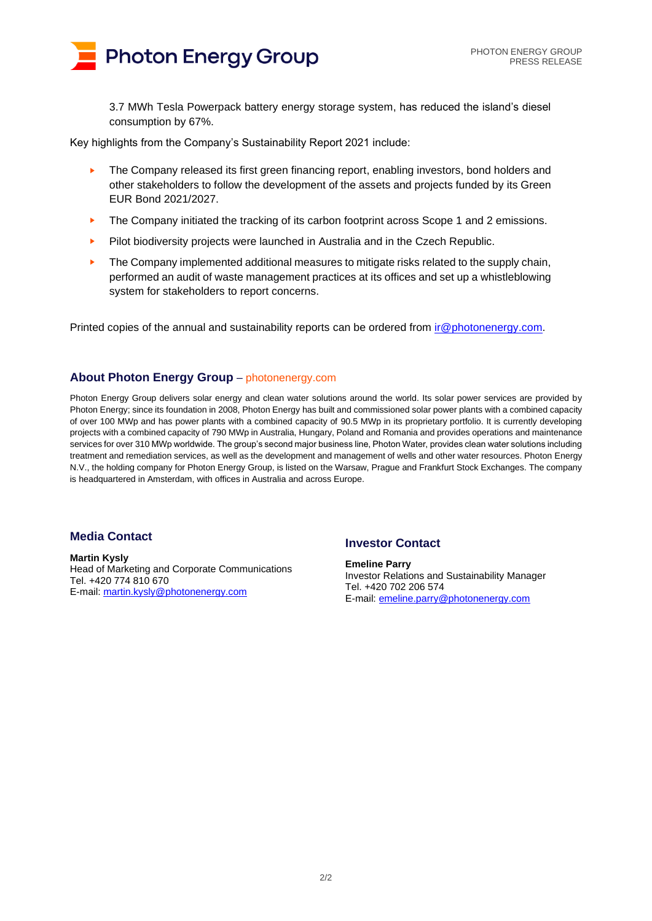3.7 MWh Tesla Powerpack battery energy storage system, has reduced the island's diesel consumption by 67%.

Key highlights from the Company's Sustainability Report 2021 include:

- The Company released its first green financing report, enabling investors, bond holders and other stakeholders to follow the development of the assets and projects funded by its Green EUR Bond 2021/2027.
- The Company initiated the tracking of its carbon footprint across Scope 1 and 2 emissions.
- Pilot biodiversity projects were launched in Australia and in the Czech Republic.
- The Company implemented additional measures to mitigate risks related to the supply chain, performed an audit of waste management practices at its offices and set up a whistleblowing system for stakeholders to report concerns.

Printed copies of the annual and sustainability reports can be ordered from ir@photonenergy.com.

## About Photon Energy Group – photonenergy.com

Photon Energy Group delivers solar energy and clean water solutions around the world. Its solar power services are provided by Photon Energy; since its foundation in 2008, Photon Energy has built and commissioned solar power plants with a combined capacity of over 100 MWp and has power plants with a combined capacity of 90.5 MWp in its proprietary portfolio. It is currently developing projects with a combined capacity of 790 MWp in Australia, Hungary, Poland and Romania and provides operations and maintenance services for over 310 MWp worldwide. The group's second major business line, Photon Water, provides clean water solutions including treatment and remediation services, as well as the development and management of wells and other water resources. Photon Energy N.V., the holding company for Photon Energy Group, is listed on the Warsaw, Prague and Frankfurt Stock Exchanges. The company is headquartered in Amsterdam, with offices in Australia and across Europe.

## Media Contact

**Martin Kysly**
Head of Marketing and Corporate Communications
Tel. +420 774 810 670
E-mail: martin.kysly@photonenergy.com

## Investor Contact

**Emeline Parry**
Investor Relations and Sustainability Manager
Tel. +420 702 206 574
E-mail: emeline.parry@photonenergy.com